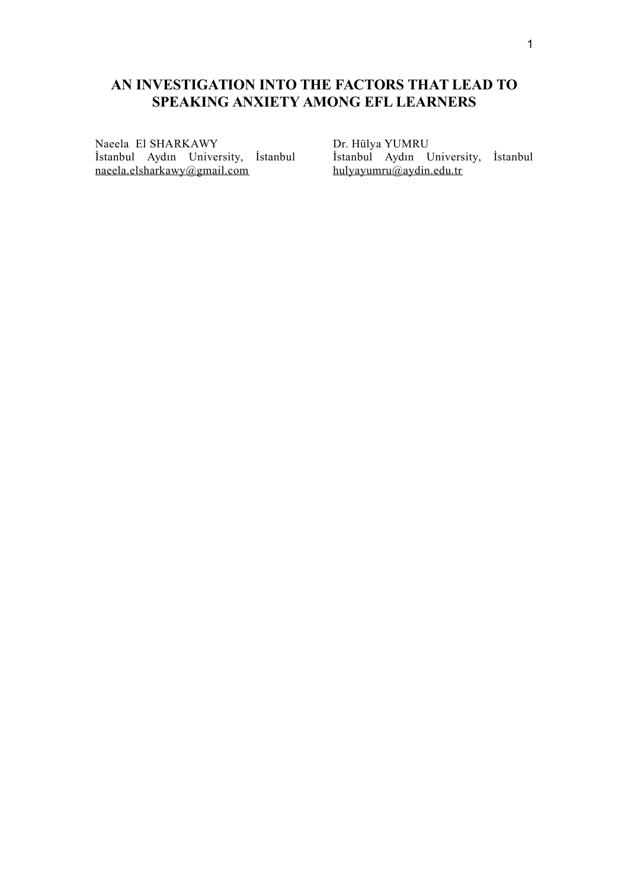# AN INVESTIGATION INTO THE FACTORS THAT LEAD TO SPEAKING ANXIETY AMONG EFL LEARNERS

Naeela El SHARKAWY
İstanbul Aydın University, İstanbul
naeela.elsharkawy@gmail.com

Dr. Hülya YUMRU
İstanbul Aydın University, İstanbul
hulyayumru@aydin.edu.tr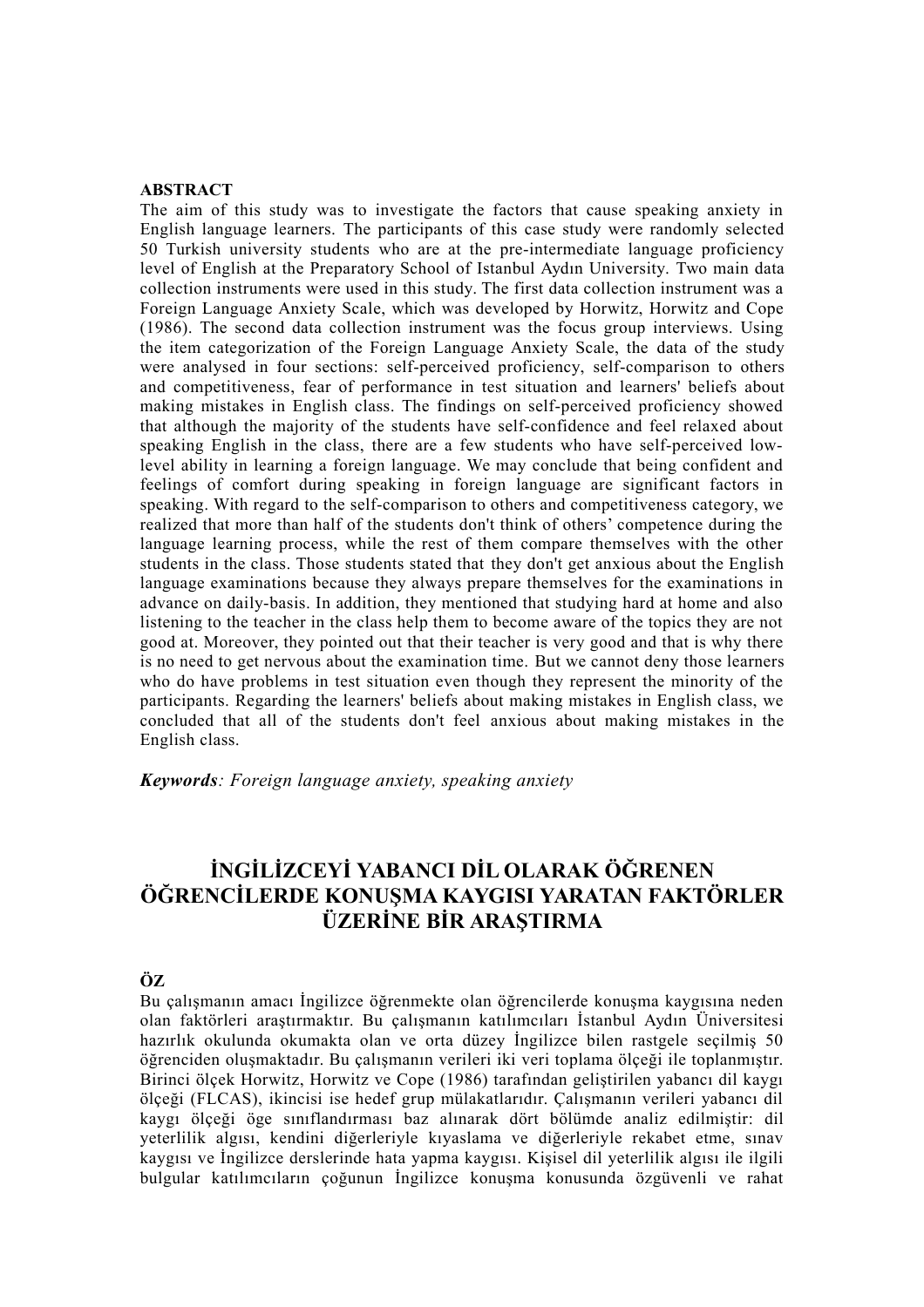**ABSTRACT**

The aim of this study was to investigate the factors that cause speaking anxiety in English language learners. The participants of this case study were randomly selected 50 Turkish university students who are at the pre-intermediate language proficiency level of English at the Preparatory School of Istanbul Aydın University. Two main data collection instruments were used in this study. The first data collection instrument was a Foreign Language Anxiety Scale, which was developed by Horwitz, Horwitz and Cope (1986). The second data collection instrument was the focus group interviews. Using the item categorization of the Foreign Language Anxiety Scale, the data of the study were analysed in four sections: self-perceived proficiency, self-comparison to others and competitiveness, fear of performance in test situation and learners' beliefs about making mistakes in English class. The findings on self-perceived proficiency showed that although the majority of the students have self-confidence and feel relaxed about speaking English in the class, there are a few students who have self-perceived low-level ability in learning a foreign language. We may conclude that being confident and feelings of comfort during speaking in foreign language are significant factors in speaking. With regard to the self-comparison to others and competitiveness category, we realized that more than half of the students don't think of others' competence during the language learning process, while the rest of them compare themselves with the other students in the class. Those students stated that they don't get anxious about the English language examinations because they always prepare themselves for the examinations in advance on daily-basis. In addition, they mentioned that studying hard at home and also listening to the teacher in the class help them to become aware of the topics they are not good at. Moreover, they pointed out that their teacher is very good and that is why there is no need to get nervous about the examination time. But we cannot deny those learners who do have problems in test situation even though they represent the minority of the participants. Regarding the learners' beliefs about making mistakes in English class, we concluded that all of the students don't feel anxious about making mistakes in the English class.

***Keywords**: Foreign language anxiety, speaking anxiety*

# İNGİLİZCEYİ YABANCI DİL OLARAK ÖĞRENEN ÖĞRENCİLERDE KONUŞMA KAYGISI YARATAN FAKTÖRLER ÜZERİNE BİR ARAŞTIRMA

**ÖZ**

Bu çalışmanın amacı İngilizce öğrenmekte olan öğrencilerde konuşma kaygısına neden olan faktörleri araştırmaktır. Bu çalışmanın katılımcıları İstanbul Aydın Üniversitesi hazırlık okulunda okumakta olan ve orta düzey İngilizce bilen rastgele seçilmiş 50 öğrenciden oluşmaktadır. Bu çalışmanın verileri iki veri toplama ölçeği ile toplanmıştır. Birinci ölçek Horwitz, Horwitz ve Cope (1986) tarafından geliştirilen yabancı dil kaygı ölçeği (FLCAS), ikincisi ise hedef grup mülakatlarıdır. Çalışmanın verileri yabancı dil kaygı ölçeği öge sınıflandırması baz alınarak dört bölümde analiz edilmiştir: dil yeterlilik algısı, kendini diğerleriyle kıyaslama ve diğerleriyle rekabet etme, sınav kaygısı ve İngilizce derslerinde hata yapma kaygısı. Kişisel dil yeterlilik algısı ile ilgili bulgular katılımcıların çoğunun İngilizce konuşma konusunda özgüvenli ve rahat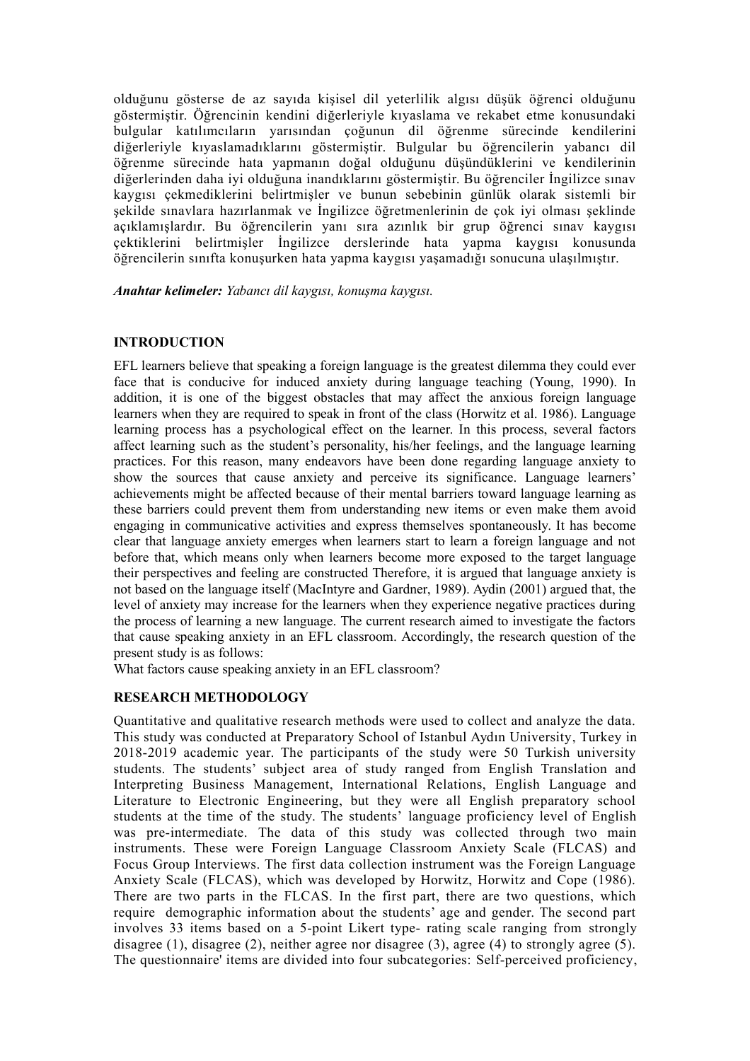olduğunu gösterse de az sayıda kişisel dil yeterlilik algısı düşük öğrenci olduğunu göstermiştir. Öğrencinin kendini diğerleriyle kıyaslama ve rekabet etme konusundaki bulgular katılımcıların yarısından çoğunun dil öğrenme sürecinde kendilerini diğerleriyle kıyaslamadıklarını göstermiştir. Bulgular bu öğrencilerin yabancı dil öğrenme sürecinde hata yapmanın doğal olduğunu düşündüklerini ve kendilerinin diğerlerinden daha iyi olduğuna inandıklarını göstermiştir. Bu öğrenciler İngilizce sınav kaygısı çekmediklerini belirtmişler ve bunun sebebinin günlük olarak sistemli bir şekilde sınavlara hazırlanmak ve İngilizce öğretmenlerinin de çok iyi olması şeklinde açıklamışlardır. Bu öğrencilerin yanı sıra azınlık bir grup öğrenci sınav kaygısı çektiklerini belirtmişler İngilizce derslerinde hata yapma kaygısı konusunda öğrencilerin sınıfta konuşurken hata yapma kaygısı yaşamadığı sonucuna ulaşılmıştır.

***Anahtar kelimeler:*** *Yabancı dil kaygısı, konuşma kaygısı.*

## INTRODUCTION

EFL learners believe that speaking a foreign language is the greatest dilemma they could ever face that is conducive for induced anxiety during language teaching (Young, 1990). In addition, it is one of the biggest obstacles that may affect the anxious foreign language learners when they are required to speak in front of the class (Horwitz et al. 1986). Language learning process has a psychological effect on the learner. In this process, several factors affect learning such as the student's personality, his/her feelings, and the language learning practices. For this reason, many endeavors have been done regarding language anxiety to show the sources that cause anxiety and perceive its significance. Language learners' achievements might be affected because of their mental barriers toward language learning as these barriers could prevent them from understanding new items or even make them avoid engaging in communicative activities and express themselves spontaneously. It has become clear that language anxiety emerges when learners start to learn a foreign language and not before that, which means only when learners become more exposed to the target language their perspectives and feeling are constructed Therefore, it is argued that language anxiety is not based on the language itself (MacIntyre and Gardner, 1989). Aydin (2001) argued that, the level of anxiety may increase for the learners when they experience negative practices during the process of learning a new language. The current research aimed to investigate the factors that cause speaking anxiety in an EFL classroom. Accordingly, the research question of the present study is as follows:

What factors cause speaking anxiety in an EFL classroom?

## RESEARCH METHODOLOGY

Quantitative and qualitative research methods were used to collect and analyze the data. This study was conducted at Preparatory School of Istanbul Aydın University, Turkey in 2018-2019 academic year. The participants of the study were 50 Turkish university students. The students' subject area of study ranged from English Translation and Interpreting Business Management, International Relations, English Language and Literature to Electronic Engineering, but they were all English preparatory school students at the time of the study. The students' language proficiency level of English was pre-intermediate. The data of this study was collected through two main instruments. These were Foreign Language Classroom Anxiety Scale (FLCAS) and Focus Group Interviews. The first data collection instrument was the Foreign Language Anxiety Scale (FLCAS), which was developed by Horwitz, Horwitz and Cope (1986). There are two parts in the FLCAS. In the first part, there are two questions, which require demographic information about the students' age and gender. The second part involves 33 items based on a 5-point Likert type- rating scale ranging from strongly disagree (1), disagree (2), neither agree nor disagree (3), agree (4) to strongly agree (5). The questionnaire' items are divided into four subcategories: Self-perceived proficiency,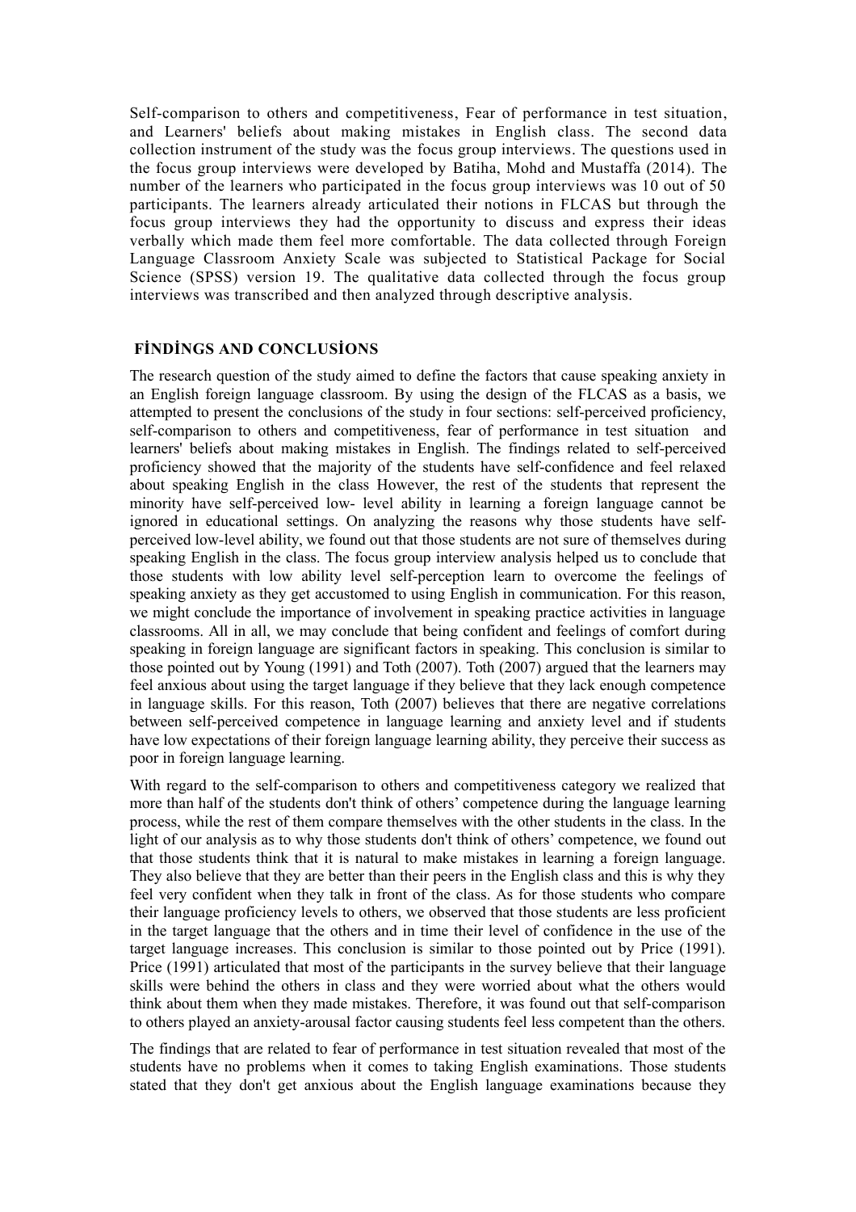Self-comparison to others and competitiveness, Fear of performance in test situation, and Learners' beliefs about making mistakes in English class. The second data collection instrument of the study was the focus group interviews. The questions used in the focus group interviews were developed by Batiha, Mohd and Mustaffa (2014). The number of the learners who participated in the focus group interviews was 10 out of 50 participants. The learners already articulated their notions in FLCAS but through the focus group interviews they had the opportunity to discuss and express their ideas verbally which made them feel more comfortable. The data collected through Foreign Language Classroom Anxiety Scale was subjected to Statistical Package for Social Science (SPSS) version 19. The qualitative data collected through the focus group interviews was transcribed and then analyzed through descriptive analysis.

## FİNDİNGS AND CONCLUSİONS

The research question of the study aimed to define the factors that cause speaking anxiety in an English foreign language classroom. By using the design of the FLCAS as a basis, we attempted to present the conclusions of the study in four sections: self-perceived proficiency, self-comparison to others and competitiveness, fear of performance in test situation and learners' beliefs about making mistakes in English. The findings related to self-perceived proficiency showed that the majority of the students have self-confidence and feel relaxed about speaking English in the class However, the rest of the students that represent the minority have self-perceived low- level ability in learning a foreign language cannot be ignored in educational settings. On analyzing the reasons why those students have self-perceived low-level ability, we found out that those students are not sure of themselves during speaking English in the class. The focus group interview analysis helped us to conclude that those students with low ability level self-perception learn to overcome the feelings of speaking anxiety as they get accustomed to using English in communication. For this reason, we might conclude the importance of involvement in speaking practice activities in language classrooms. All in all, we may conclude that being confident and feelings of comfort during speaking in foreign language are significant factors in speaking. This conclusion is similar to those pointed out by Young (1991) and Toth (2007). Toth (2007) argued that the learners may feel anxious about using the target language if they believe that they lack enough competence in language skills. For this reason, Toth (2007) believes that there are negative correlations between self-perceived competence in language learning and anxiety level and if students have low expectations of their foreign language learning ability, they perceive their success as poor in foreign language learning.

With regard to the self-comparison to others and competitiveness category we realized that more than half of the students don't think of others' competence during the language learning process, while the rest of them compare themselves with the other students in the class. In the light of our analysis as to why those students don't think of others' competence, we found out that those students think that it is natural to make mistakes in learning a foreign language. They also believe that they are better than their peers in the English class and this is why they feel very confident when they talk in front of the class. As for those students who compare their language proficiency levels to others, we observed that those students are less proficient in the target language that the others and in time their level of confidence in the use of the target language increases. This conclusion is similar to those pointed out by Price (1991). Price (1991) articulated that most of the participants in the survey believe that their language skills were behind the others in class and they were worried about what the others would think about them when they made mistakes. Therefore, it was found out that self-comparison to others played an anxiety-arousal factor causing students feel less competent than the others.

The findings that are related to fear of performance in test situation revealed that most of the students have no problems when it comes to taking English examinations. Those students stated that they don't get anxious about the English language examinations because they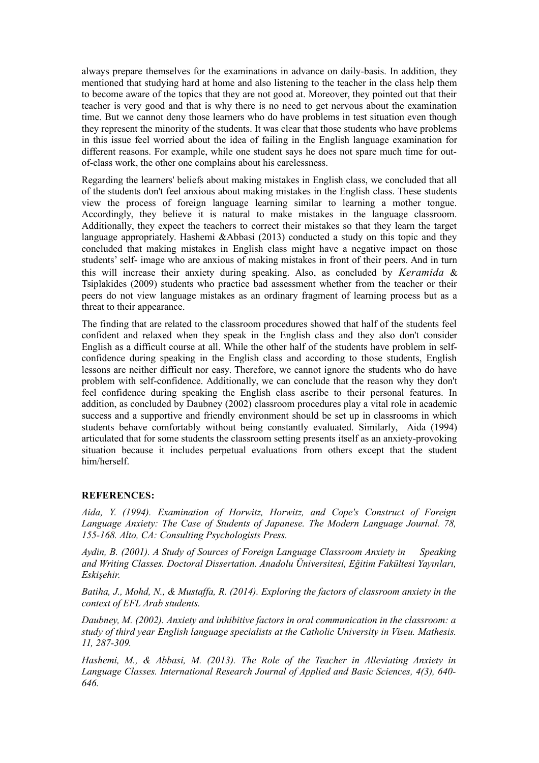always prepare themselves for the examinations in advance on daily-basis. In addition, they mentioned that studying hard at home and also listening to the teacher in the class help them to become aware of the topics that they are not good at. Moreover, they pointed out that their teacher is very good and that is why there is no need to get nervous about the examination time. But we cannot deny those learners who do have problems in test situation even though they represent the minority of the students. It was clear that those students who have problems in this issue feel worried about the idea of failing in the English language examination for different reasons. For example, while one student says he does not spare much time for out-of-class work, the other one complains about his carelessness.

Regarding the learners' beliefs about making mistakes in English class, we concluded that all of the students don't feel anxious about making mistakes in the English class. These students view the process of foreign language learning similar to learning a mother tongue. Accordingly, they believe it is natural to make mistakes in the language classroom. Additionally, they expect the teachers to correct their mistakes so that they learn the target language appropriately. Hashemi &Abbasi (2013) conducted a study on this topic and they concluded that making mistakes in English class might have a negative impact on those students' self- image who are anxious of making mistakes in front of their peers. And in turn this will increase their anxiety during speaking. Also, as concluded by *Keramida* & Tsiplakides (2009) students who practice bad assessment whether from the teacher or their peers do not view language mistakes as an ordinary fragment of learning process but as a threat to their appearance.

The finding that are related to the classroom procedures showed that half of the students feel confident and relaxed when they speak in the English class and they also don't consider English as a difficult course at all. While the other half of the students have problem in self-confidence during speaking in the English class and according to those students, English lessons are neither difficult nor easy. Therefore, we cannot ignore the students who do have problem with self-confidence. Additionally, we can conclude that the reason why they don't feel confidence during speaking the English class ascribe to their personal features. In addition, as concluded by Daubney (2002) classroom procedures play a vital role in academic success and a supportive and friendly environment should be set up in classrooms in which students behave comfortably without being constantly evaluated. Similarly, Aida (1994) articulated that for some students the classroom setting presents itself as an anxiety-provoking situation because it includes perpetual evaluations from others except that the student him/herself.

**REFERENCES:**

*Aida, Y. (1994). Examination of Horwitz, Horwitz, and Cope's Construct of Foreign Language Anxiety: The Case of Students of Japanese. The Modern Language Journal. 78, 155-168. Alto, CA: Consulting Psychologists Press.*

*Aydin, B. (2001). A Study of Sources of Foreign Language Classroom Anxiety in Speaking and Writing Classes. Doctoral Dissertation. Anadolu Üniversitesi, Eğitim Fakültesi Yayınları, Eskişehir.*

*Batiha, J., Mohd, N., & Mustaffa, R. (2014). Exploring the factors of classroom anxiety in the context of EFL Arab students.*

*Daubney, M. (2002). Anxiety and inhibitive factors in oral communication in the classroom: a study of third year English language specialists at the Catholic University in Viseu. Mathesis. 11, 287-309.*

*Hashemi, M., & Abbasi, M. (2013). The Role of the Teacher in Alleviating Anxiety in Language Classes. International Research Journal of Applied and Basic Sciences, 4(3), 640-646.*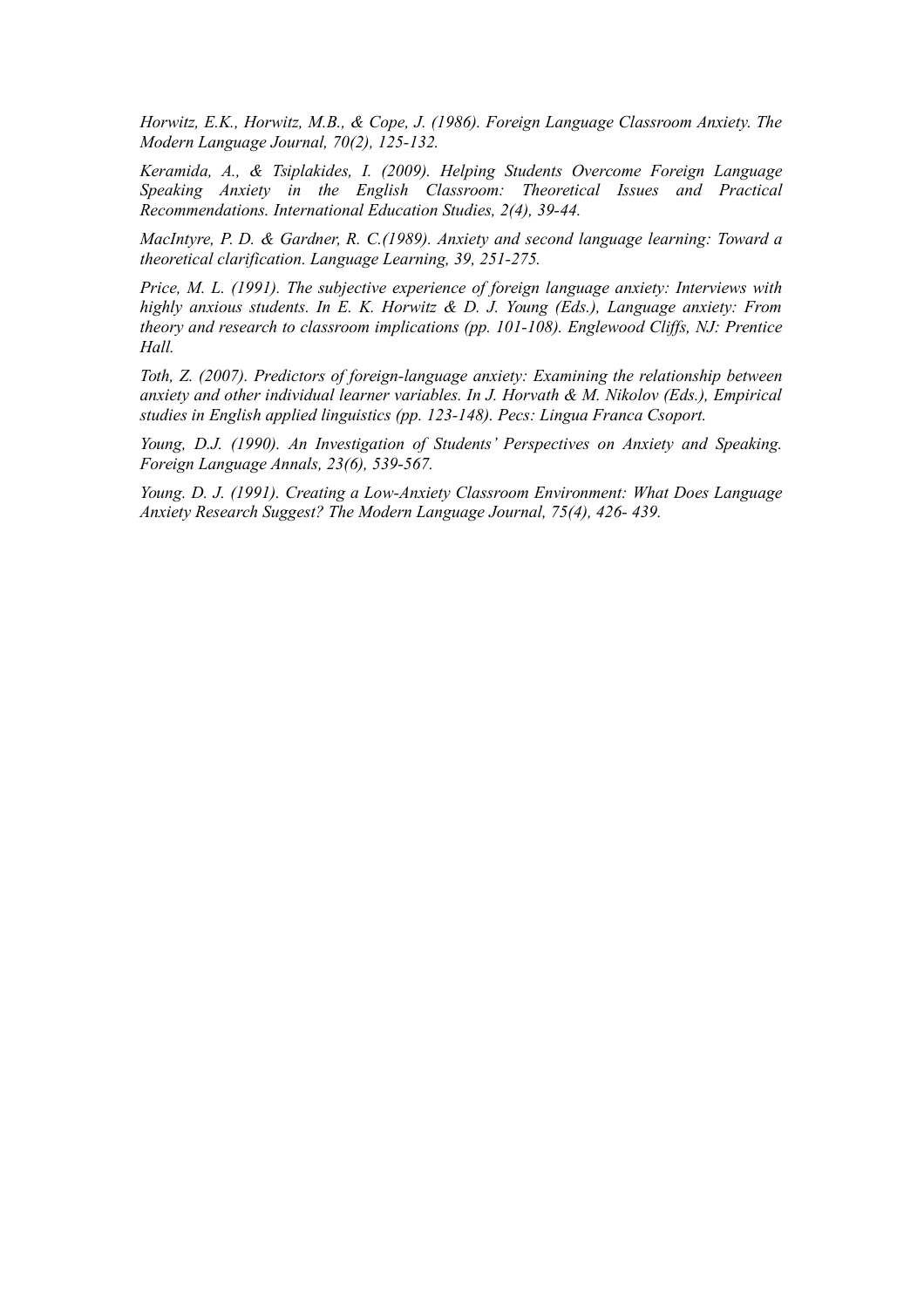*Horwitz, E.K., Horwitz, M.B., & Cope, J. (1986). Foreign Language Classroom Anxiety. The Modern Language Journal, 70(2), 125-132.*

*Keramida, A., & Tsiplakides, I. (2009). Helping Students Overcome Foreign Language Speaking Anxiety in the English Classroom: Theoretical Issues and Practical Recommendations. International Education Studies, 2(4), 39-44.*

*MacIntyre, P. D. & Gardner, R. C.(1989). Anxiety and second language learning: Toward a theoretical clarification. Language Learning, 39, 251-275.*

*Price, M. L. (1991). The subjective experience of foreign language anxiety: Interviews with highly anxious students. In E. K. Horwitz & D. J. Young (Eds.), Language anxiety: From theory and research to classroom implications (pp. 101-108). Englewood Cliffs, NJ: Prentice Hall.*

*Toth, Z. (2007). Predictors of foreign-language anxiety: Examining the relationship between anxiety and other individual learner variables. In J. Horvath & M. Nikolov (Eds.), Empirical studies in English applied linguistics (pp. 123-148). Pecs: Lingua Franca Csoport.*

*Young, D.J. (1990). An Investigation of Students' Perspectives on Anxiety and Speaking. Foreign Language Annals, 23(6), 539-567.*

*Young. D. J. (1991). Creating a Low-Anxiety Classroom Environment: What Does Language Anxiety Research Suggest? The Modern Language Journal, 75(4), 426- 439.*